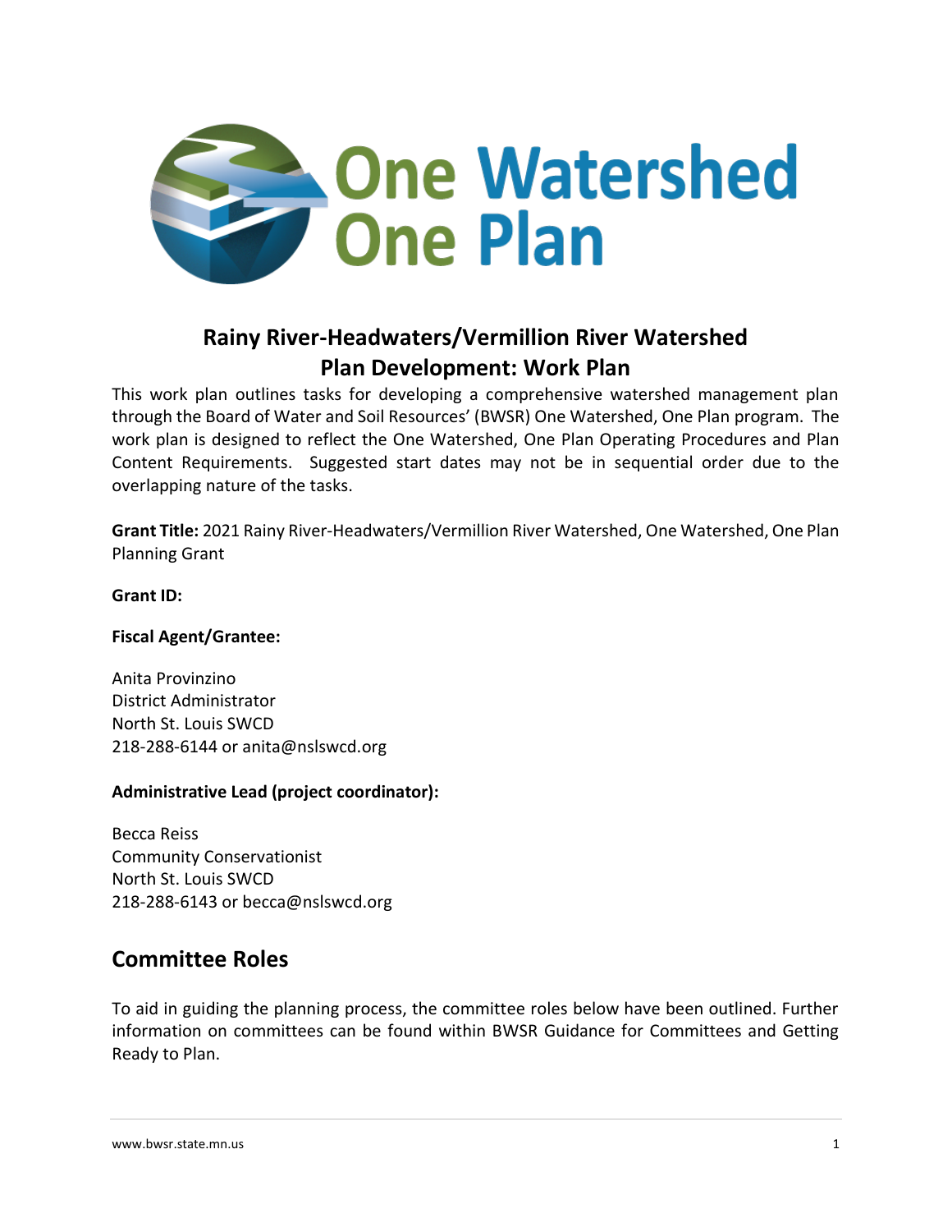# Rainy River-Headwaters/Vermillion River Watershed Plan Development: Work Plan

This work plan outlines tasks for developing a comprehensive watershed management plan through the Board of Water and Soil Resources' (BWSR) One Watershed, One Plan program. The work plan is designed to reflect the One Watershed, One Plan Operating Procedures and Plan Content Requirements. Suggested start dates may not be in sequential order due to the overlapping nature of the tasks.

**Grant Title:** 2021 Rainy River-Headwaters/Vermillion River Watershed, One Watershed, One Plan Planning Grant

**Grant ID:**

**Fiscal Agent/Grantee:**

Anita Provinzino
District Administrator
North St. Louis SWCD
218-288-6144 or anita@nslswcd.org

**Administrative Lead (project coordinator):**

Becca Reiss
Community Conservationist
North St. Louis SWCD
218-288-6143 or becca@nslswcd.org

## Committee Roles

To aid in guiding the planning process, the committee roles below have been outlined. Further information on committees can be found within BWSR Guidance for Committees and Getting Ready to Plan.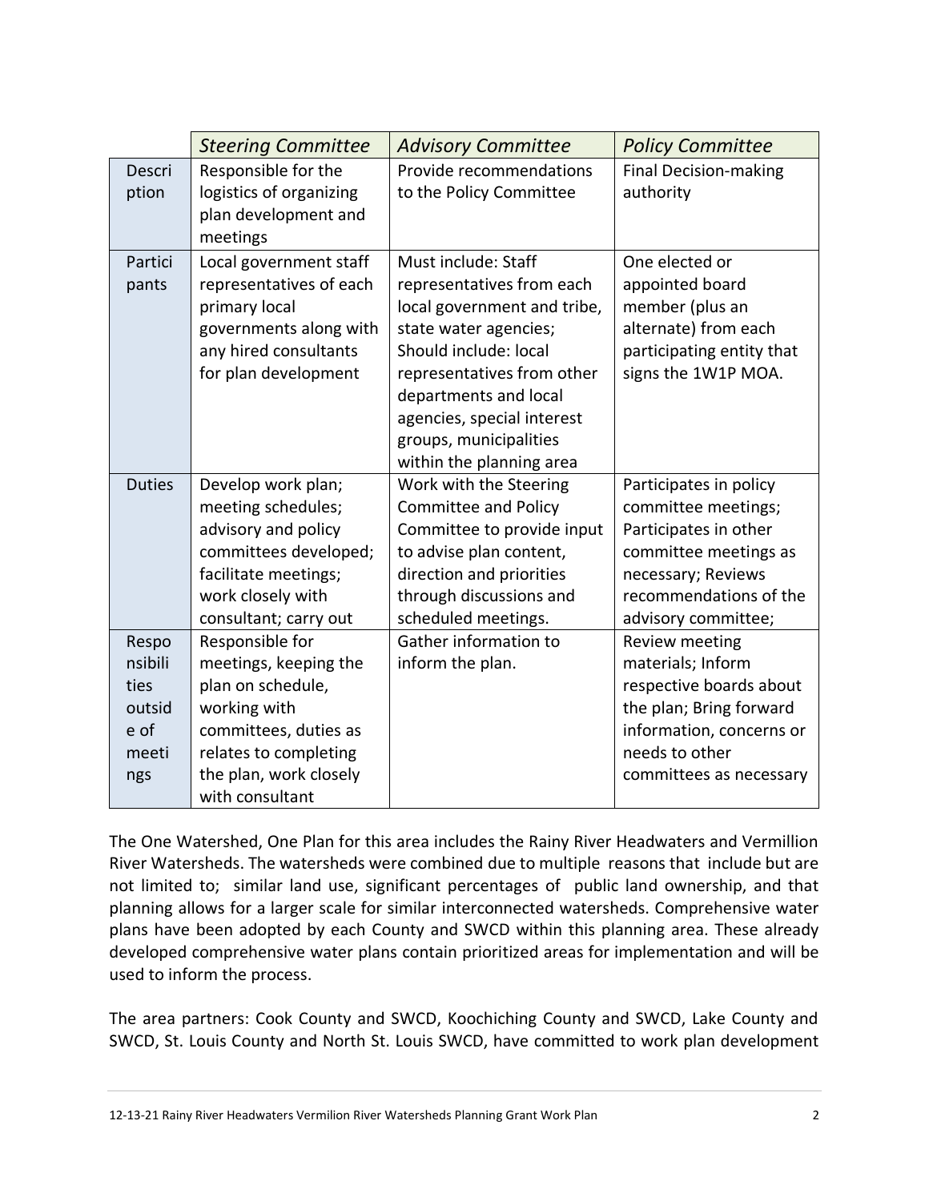| | *Steering Committee* | *Advisory Committee* | *Policy Committee* |
|---|---|---|---|
| Description | Responsible for the logistics of organizing plan development and meetings | Provide recommendations to the Policy Committee | Final Decision-making authority |
| Participants | Local government staff representatives of each primary local governments along with any hired consultants for plan development | Must include: Staff representatives from each local government and tribe, state water agencies; Should include: local representatives from other departments and local agencies, special interest groups, municipalities within the planning area | One elected or appointed board member (plus an alternate) from each participating entity that signs the 1W1P MOA. |
| Duties | Develop work plan; meeting schedules; advisory and policy committees developed; facilitate meetings; work closely with consultant; carry out | Work with the Steering Committee and Policy Committee to provide input to advise plan content, direction and priorities through discussions and scheduled meetings. | Participates in policy committee meetings; Participates in other committee meetings as necessary; Reviews recommendations of the advisory committee; |
| Responsibilities outside of meetings | Responsible for meetings, keeping the plan on schedule, working with committees, duties as relates to completing the plan, work closely with consultant | Gather information to inform the plan. | Review meeting materials; Inform respective boards about the plan; Bring forward information, concerns or needs to other committees as necessary |

The One Watershed, One Plan for this area includes the Rainy River Headwaters and Vermillion River Watersheds. The watersheds were combined due to multiple reasons that include but are not limited to; similar land use, significant percentages of public land ownership, and that planning allows for a larger scale for similar interconnected watersheds. Comprehensive water plans have been adopted by each County and SWCD within this planning area. These already developed comprehensive water plans contain prioritized areas for implementation and will be used to inform the process.

The area partners: Cook County and SWCD, Koochiching County and SWCD, Lake County and SWCD, St. Louis County and North St. Louis SWCD, have committed to work plan development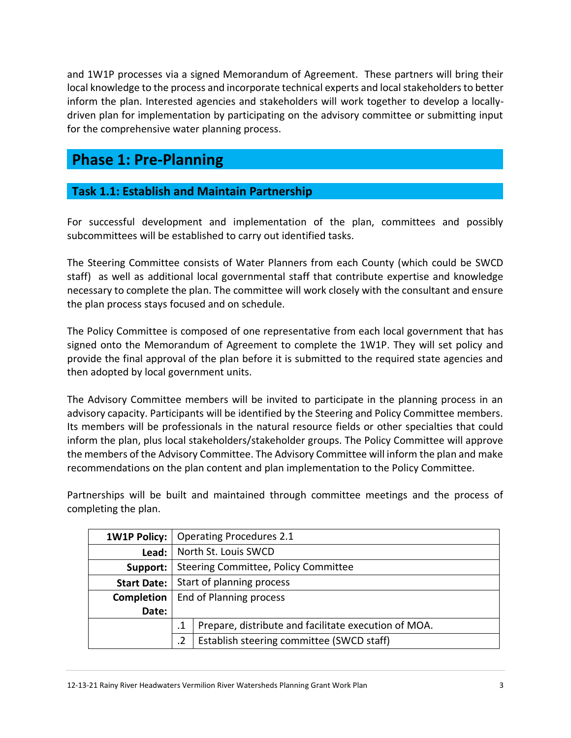and 1W1P processes via a signed Memorandum of Agreement. These partners will bring their local knowledge to the process and incorporate technical experts and local stakeholders to better inform the plan. Interested agencies and stakeholders will work together to develop a locally-driven plan for implementation by participating on the advisory committee or submitting input for the comprehensive water planning process.

# Phase 1: Pre-Planning

## Task 1.1: Establish and Maintain Partnership

For successful development and implementation of the plan, committees and possibly subcommittees will be established to carry out identified tasks.

The Steering Committee consists of Water Planners from each County (which could be SWCD staff) as well as additional local governmental staff that contribute expertise and knowledge necessary to complete the plan. The committee will work closely with the consultant and ensure the plan process stays focused and on schedule.

The Policy Committee is composed of one representative from each local government that has signed onto the Memorandum of Agreement to complete the 1W1P. They will set policy and provide the final approval of the plan before it is submitted to the required state agencies and then adopted by local government units.

The Advisory Committee members will be invited to participate in the planning process in an advisory capacity. Participants will be identified by the Steering and Policy Committee members. Its members will be professionals in the natural resource fields or other specialties that could inform the plan, plus local stakeholders/stakeholder groups. The Policy Committee will approve the members of the Advisory Committee. The Advisory Committee will inform the plan and make recommendations on the plan content and plan implementation to the Policy Committee.

Partnerships will be built and maintained through committee meetings and the process of completing the plan.

| | | |
|---|---|---|
| **1W1P Policy:** | Operating Procedures 2.1 | |
| **Lead:** | North St. Louis SWCD | |
| **Support:** | Steering Committee, Policy Committee | |
| **Start Date:** | Start of planning process | |
| **Completion Date:** | End of Planning process | |
| | .1 | Prepare, distribute and facilitate execution of MOA. |
| | .2 | Establish steering committee (SWCD staff) |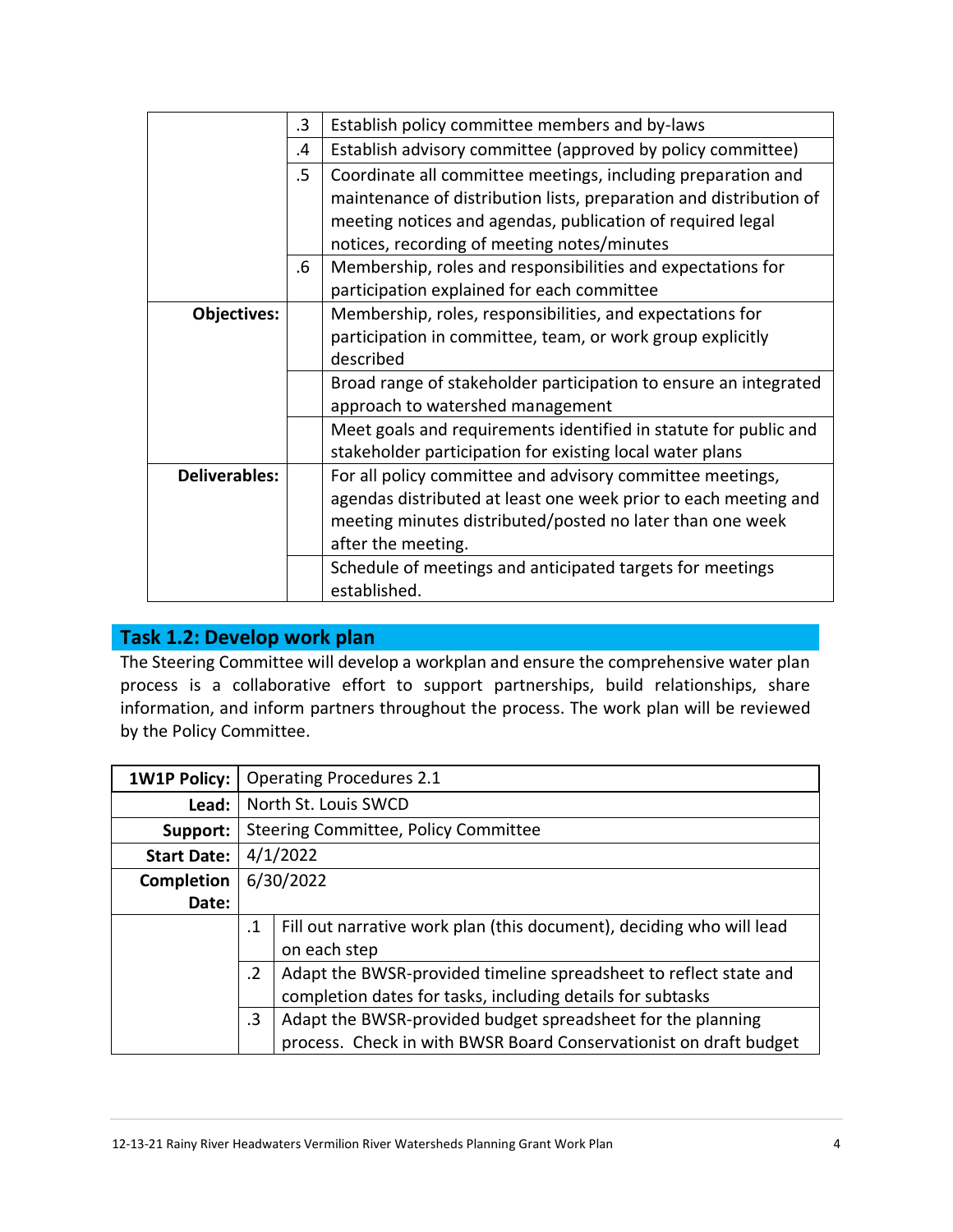| | | |
|---|---|---|
| | .3 | Establish policy committee members and by-laws |
| | .4 | Establish advisory committee (approved by policy committee) |
| | .5 | Coordinate all committee meetings, including preparation and maintenance of distribution lists, preparation and distribution of meeting notices and agendas, publication of required legal notices, recording of meeting notes/minutes |
| | .6 | Membership, roles and responsibilities and expectations for participation explained for each committee |
| **Objectives:** | | Membership, roles, responsibilities, and expectations for participation in committee, team, or work group explicitly described |
| | | Broad range of stakeholder participation to ensure an integrated approach to watershed management |
| | | Meet goals and requirements identified in statute for public and stakeholder participation for existing local water plans |
| **Deliverables:** | | For all policy committee and advisory committee meetings, agendas distributed at least one week prior to each meeting and meeting minutes distributed/posted no later than one week after the meeting. |
| | | Schedule of meetings and anticipated targets for meetings established. |

## Task 1.2: Develop work plan

The Steering Committee will develop a workplan and ensure the comprehensive water plan process is a collaborative effort to support partnerships, build relationships, share information, and inform partners throughout the process. The work plan will be reviewed by the Policy Committee.

| **1W1P Policy:** | Operating Procedures 2.1 | |
|---|---|---|
| **Lead:** | North St. Louis SWCD | |
| **Support:** | Steering Committee, Policy Committee | |
| **Start Date:** | 4/1/2022 | |
| **Completion Date:** | 6/30/2022 | |
| | .1 | Fill out narrative work plan (this document), deciding who will lead on each step |
| | .2 | Adapt the BWSR-provided timeline spreadsheet to reflect state and completion dates for tasks, including details for subtasks |
| | .3 | Adapt the BWSR-provided budget spreadsheet for the planning process. Check in with BWSR Board Conservationist on draft budget |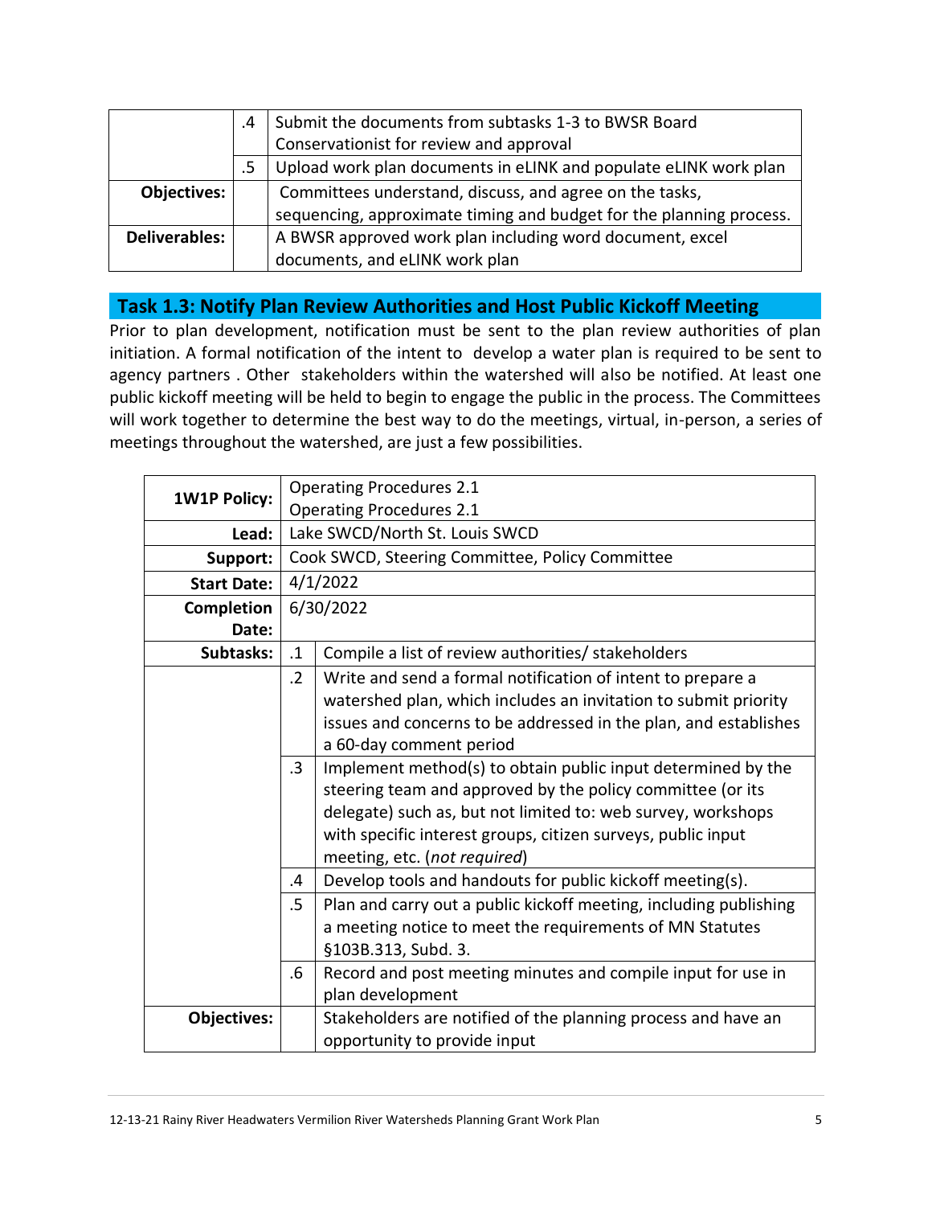| | | |
|---|---|---|
| | .4 | Submit the documents from subtasks 1-3 to BWSR Board Conservationist for review and approval |
| | .5 | Upload work plan documents in eLINK and populate eLINK work plan |
| **Objectives:** | | Committees understand, discuss, and agree on the tasks, sequencing, approximate timing and budget for the planning process. |
| **Deliverables:** | | A BWSR approved work plan including word document, excel documents, and eLINK work plan |

## Task 1.3: Notify Plan Review Authorities and Host Public Kickoff Meeting

Prior to plan development, notification must be sent to the plan review authorities of plan initiation. A formal notification of the intent to develop a water plan is required to be sent to agency partners . Other stakeholders within the watershed will also be notified. At least one public kickoff meeting will be held to begin to engage the public in the process. The Committees will work together to determine the best way to do the meetings, virtual, in-person, a series of meetings throughout the watershed, are just a few possibilities.

| | | |
|---|---|---|
| **1W1P Policy:** | Operating Procedures 2.1<br>Operating Procedures 2.1 | |
| **Lead:** | Lake SWCD/North St. Louis SWCD | |
| **Support:** | Cook SWCD, Steering Committee, Policy Committee | |
| **Start Date:** | 4/1/2022 | |
| **Completion Date:** | 6/30/2022 | |
| **Subtasks:** | .1 | Compile a list of review authorities/ stakeholders |
| | .2 | Write and send a formal notification of intent to prepare a watershed plan, which includes an invitation to submit priority issues and concerns to be addressed in the plan, and establishes a 60-day comment period |
| | .3 | Implement method(s) to obtain public input determined by the steering team and approved by the policy committee (or its delegate) such as, but not limited to: web survey, workshops with specific interest groups, citizen surveys, public input meeting, etc. (*not required*) |
| | .4 | Develop tools and handouts for public kickoff meeting(s). |
| | .5 | Plan and carry out a public kickoff meeting, including publishing a meeting notice to meet the requirements of MN Statutes §103B.313, Subd. 3. |
| | .6 | Record and post meeting minutes and compile input for use in plan development |
| **Objectives:** | | Stakeholders are notified of the planning process and have an opportunity to provide input |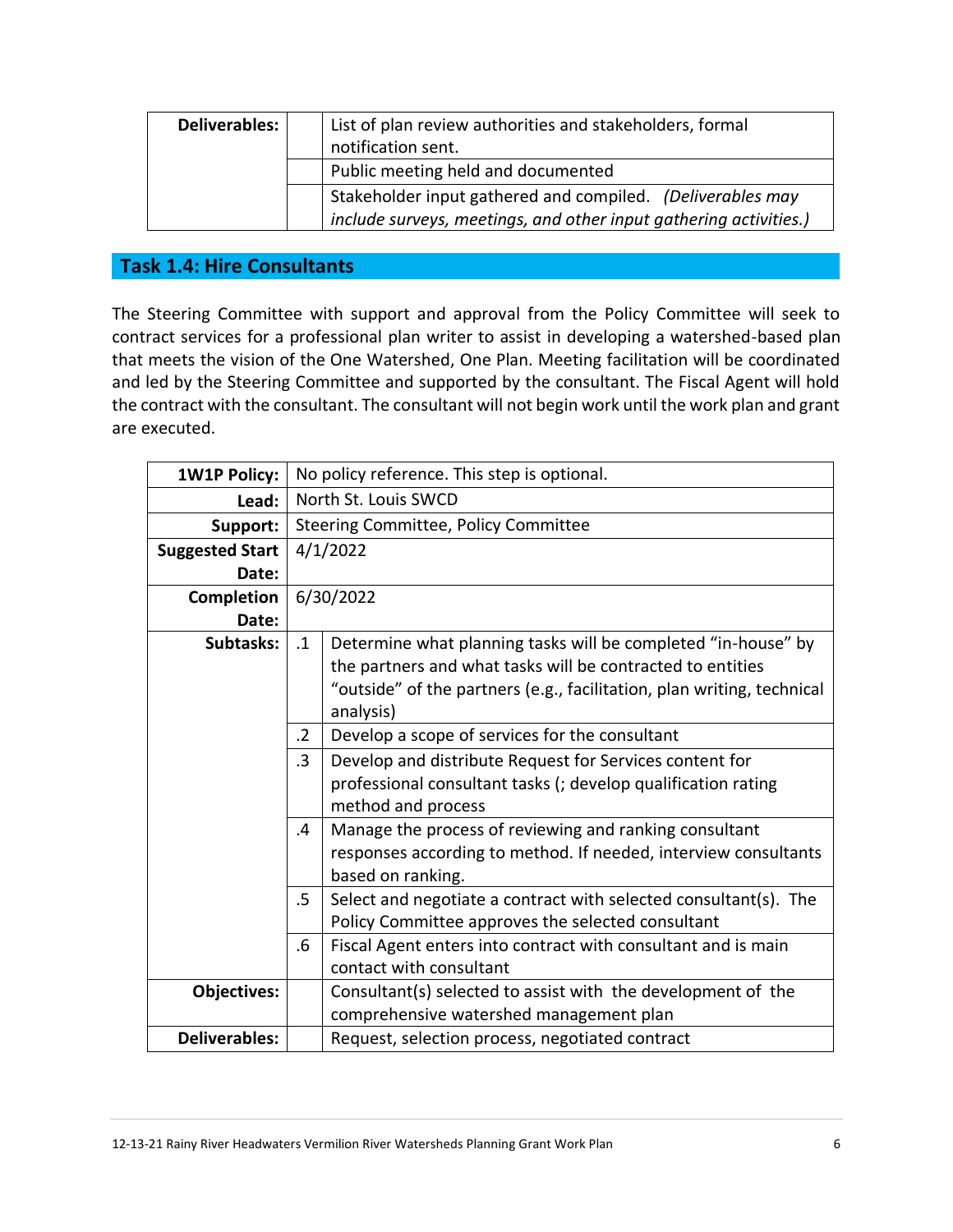| Deliverables: | | List of plan review authorities and stakeholders, formal notification sent. |
|---|---|---|
| | | Public meeting held and documented |
| | | Stakeholder input gathered and compiled. *(Deliverables may include surveys, meetings, and other input gathering activities.)* |

## Task 1.4: Hire Consultants

The Steering Committee with support and approval from the Policy Committee will seek to contract services for a professional plan writer to assist in developing a watershed-based plan that meets the vision of the One Watershed, One Plan. Meeting facilitation will be coordinated and led by the Steering Committee and supported by the consultant. The Fiscal Agent will hold the contract with the consultant. The consultant will not begin work until the work plan and grant are executed.

| 1W1P Policy: | No policy reference. This step is optional. | |
|---|---|---|
| Lead: | North St. Louis SWCD | |
| Support: | Steering Committee, Policy Committee | |
| Suggested Start Date: | 4/1/2022 | |
| Completion Date: | 6/30/2022 | |
| Subtasks: | .1 | Determine what planning tasks will be completed "in-house" by the partners and what tasks will be contracted to entities "outside" of the partners (e.g., facilitation, plan writing, technical analysis) |
| | .2 | Develop a scope of services for the consultant |
| | .3 | Develop and distribute Request for Services content for professional consultant tasks (; develop qualification rating method and process |
| | .4 | Manage the process of reviewing and ranking consultant responses according to method. If needed, interview consultants based on ranking. |
| | .5 | Select and negotiate a contract with selected consultant(s). The Policy Committee approves the selected consultant |
| | .6 | Fiscal Agent enters into contract with consultant and is main contact with consultant |
| Objectives: | | Consultant(s) selected to assist with the development of the comprehensive watershed management plan |
| Deliverables: | | Request, selection process, negotiated contract |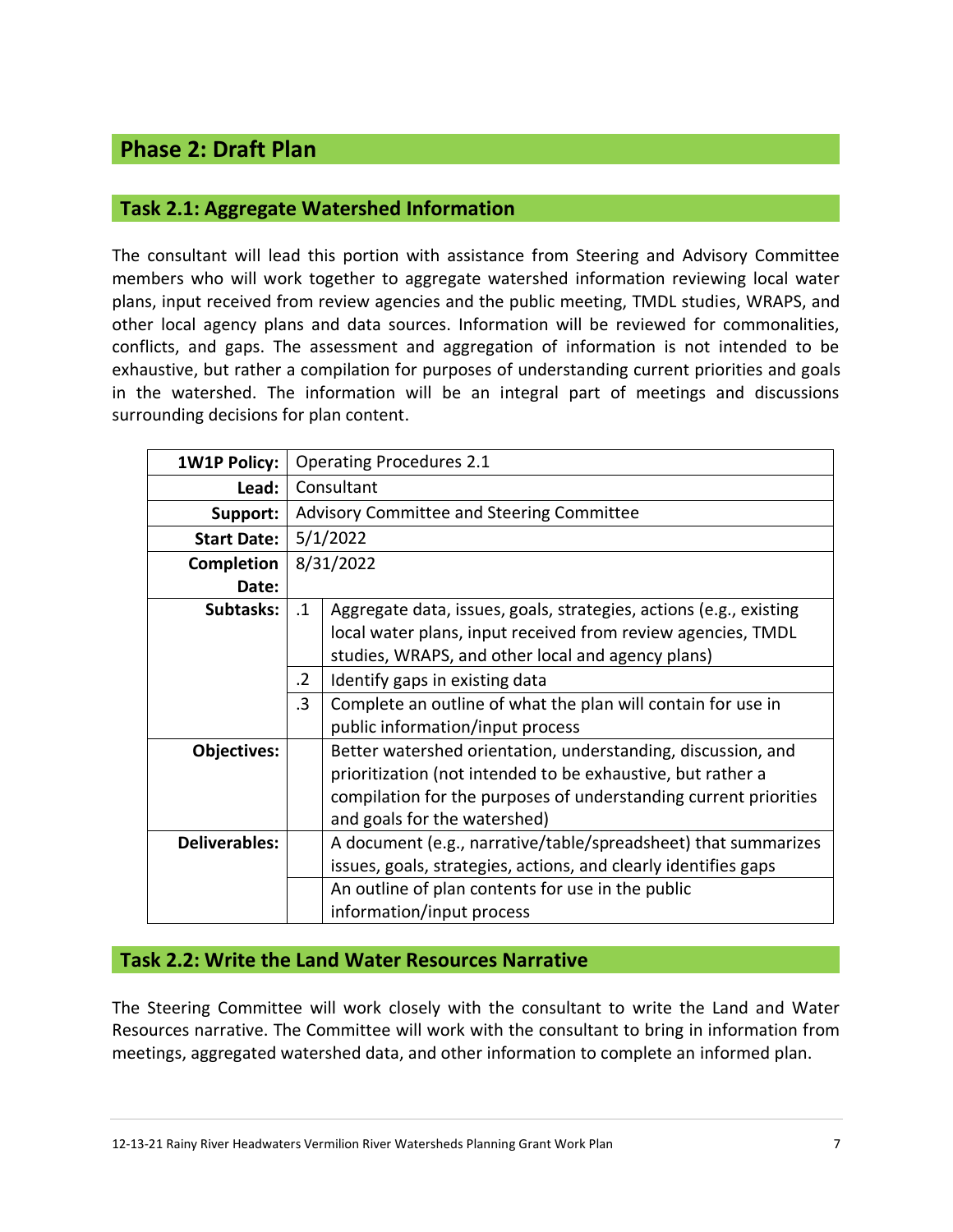## Phase 2: Draft Plan

### Task 2.1: Aggregate Watershed Information

The consultant will lead this portion with assistance from Steering and Advisory Committee members who will work together to aggregate watershed information reviewing local water plans, input received from review agencies and the public meeting, TMDL studies, WRAPS, and other local agency plans and data sources. Information will be reviewed for commonalities, conflicts, and gaps. The assessment and aggregation of information is not intended to be exhaustive, but rather a compilation for purposes of understanding current priorities and goals in the watershed. The information will be an integral part of meetings and discussions surrounding decisions for plan content.

| **1W1P Policy:** | Operating Procedures 2.1 | |
|---|---|---|
| **Lead:** | Consultant | |
| **Support:** | Advisory Committee and Steering Committee | |
| **Start Date:** | 5/1/2022 | |
| **Completion Date:** | 8/31/2022 | |
| **Subtasks:** | .1 | Aggregate data, issues, goals, strategies, actions (e.g., existing local water plans, input received from review agencies, TMDL studies, WRAPS, and other local and agency plans) |
| | .2 | Identify gaps in existing data |
| | .3 | Complete an outline of what the plan will contain for use in public information/input process |
| **Objectives:** | | Better watershed orientation, understanding, discussion, and prioritization (not intended to be exhaustive, but rather a compilation for the purposes of understanding current priorities and goals for the watershed) |
| **Deliverables:** | | A document (e.g., narrative/table/spreadsheet) that summarizes issues, goals, strategies, actions, and clearly identifies gaps |
| | | An outline of plan contents for use in the public information/input process |

### Task 2.2: Write the Land Water Resources Narrative

The Steering Committee will work closely with the consultant to write the Land and Water Resources narrative. The Committee will work with the consultant to bring in information from meetings, aggregated watershed data, and other information to complete an informed plan.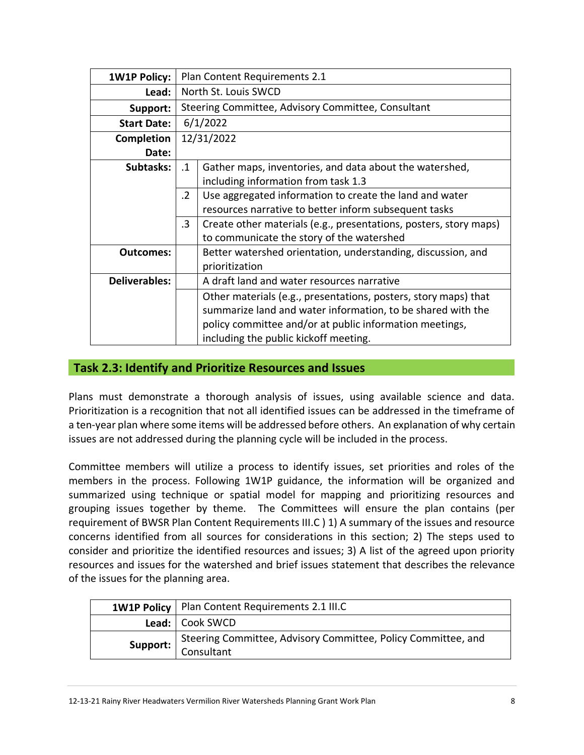| 1W1P Policy: | Plan Content Requirements 2.1 | |
|---|---|---|
| Lead: | North St. Louis SWCD | |
| Support: | Steering Committee, Advisory Committee, Consultant | |
| Start Date: | 6/1/2022 | |
| Completion Date: | 12/31/2022 | |
| Subtasks: | .1 | Gather maps, inventories, and data about the watershed, including information from task 1.3 |
| | .2 | Use aggregated information to create the land and water resources narrative to better inform subsequent tasks |
| | .3 | Create other materials (e.g., presentations, posters, story maps) to communicate the story of the watershed |
| Outcomes: | | Better watershed orientation, understanding, discussion, and prioritization |
| Deliverables: | | A draft land and water resources narrative |
| | | Other materials (e.g., presentations, posters, story maps) that summarize land and water information, to be shared with the policy committee and/or at public information meetings, including the public kickoff meeting. |

## Task 2.3: Identify and Prioritize Resources and Issues

Plans must demonstrate a thorough analysis of issues, using available science and data. Prioritization is a recognition that not all identified issues can be addressed in the timeframe of a ten-year plan where some items will be addressed before others. An explanation of why certain issues are not addressed during the planning cycle will be included in the process.

Committee members will utilize a process to identify issues, set priorities and roles of the members in the process. Following 1W1P guidance, the information will be organized and summarized using technique or spatial model for mapping and prioritizing resources and grouping issues together by theme. The Committees will ensure the plan contains (per requirement of BWSR Plan Content Requirements III.C ) 1) A summary of the issues and resource concerns identified from all sources for considerations in this section; 2) The steps used to consider and prioritize the identified resources and issues; 3) A list of the agreed upon priority resources and issues for the watershed and brief issues statement that describes the relevance of the issues for the planning area.

| 1W1P Policy | Plan Content Requirements 2.1 III.C |
|---|---|
| Lead: | Cook SWCD |
| Support: | Steering Committee, Advisory Committee, Policy Committee, and Consultant |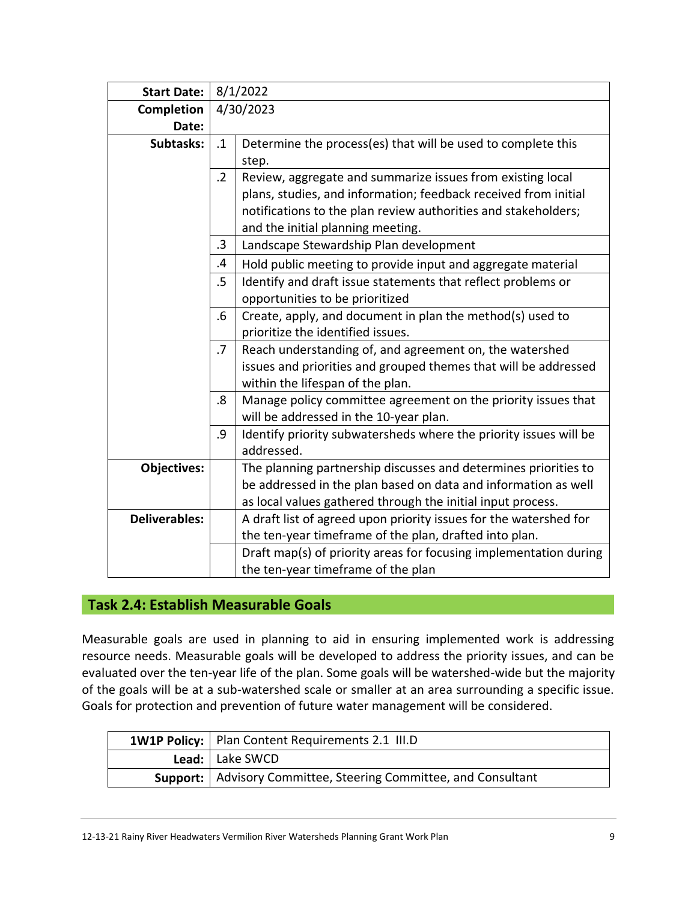| | | |
|---|---|---|
| **Start Date:** | 8/1/2022 | |
| **Completion Date:** | 4/30/2023 | |
| **Subtasks:** | .1 | Determine the process(es) that will be used to complete this step. |
| | .2 | Review, aggregate and summarize issues from existing local plans, studies, and information; feedback received from initial notifications to the plan review authorities and stakeholders; and the initial planning meeting. |
| | .3 | Landscape Stewardship Plan development |
| | .4 | Hold public meeting to provide input and aggregate material |
| | .5 | Identify and draft issue statements that reflect problems or opportunities to be prioritized |
| | .6 | Create, apply, and document in plan the method(s) used to prioritize the identified issues. |
| | .7 | Reach understanding of, and agreement on, the watershed issues and priorities and grouped themes that will be addressed within the lifespan of the plan. |
| | .8 | Manage policy committee agreement on the priority issues that will be addressed in the 10-year plan. |
| | .9 | Identify priority subwatersheds where the priority issues will be addressed. |
| **Objectives:** | | The planning partnership discusses and determines priorities to be addressed in the plan based on data and information as well as local values gathered through the initial input process. |
| **Deliverables:** | | A draft list of agreed upon priority issues for the watershed for the ten-year timeframe of the plan, drafted into plan. |
| | | Draft map(s) of priority areas for focusing implementation during the ten-year timeframe of the plan |

## Task 2.4: Establish Measurable Goals

Measurable goals are used in planning to aid in ensuring implemented work is addressing resource needs. Measurable goals will be developed to address the priority issues, and can be evaluated over the ten-year life of the plan. Some goals will be watershed-wide but the majority of the goals will be at a sub-watershed scale or smaller at an area surrounding a specific issue. Goals for protection and prevention of future water management will be considered.

| | |
|---|---|
| **1W1P Policy:** | Plan Content Requirements 2.1 III.D |
| **Lead:** | Lake SWCD |
| **Support:** | Advisory Committee, Steering Committee, and Consultant |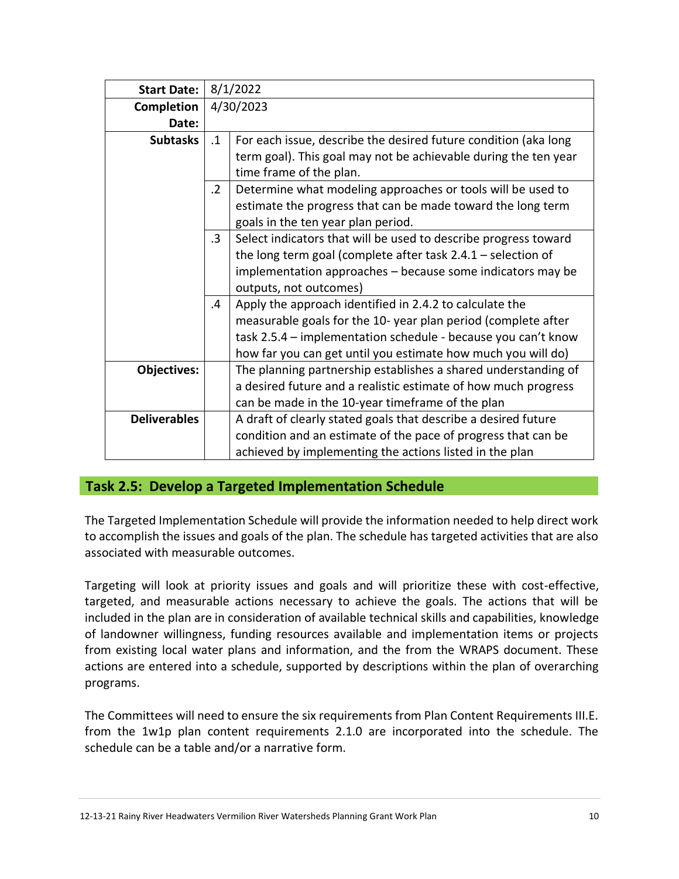| Start Date: | 8/1/2022 | |
|---|---|---|
| Completion Date: | 4/30/2023 | |
| Subtasks | .1 | For each issue, describe the desired future condition (aka long term goal). This goal may not be achievable during the ten year time frame of the plan. |
| | .2 | Determine what modeling approaches or tools will be used to estimate the progress that can be made toward the long term goals in the ten year plan period. |
| | .3 | Select indicators that will be used to describe progress toward the long term goal (complete after task 2.4.1 – selection of implementation approaches – because some indicators may be outputs, not outcomes) |
| | .4 | Apply the approach identified in 2.4.2 to calculate the measurable goals for the 10- year plan period (complete after task 2.5.4 – implementation schedule - because you can't know how far you can get until you estimate how much you will do) |
| Objectives: | | The planning partnership establishes a shared understanding of a desired future and a realistic estimate of how much progress can be made in the 10-year timeframe of the plan |
| Deliverables | | A draft of clearly stated goals that describe a desired future condition and an estimate of the pace of progress that can be achieved by implementing the actions listed in the plan |

## Task 2.5: Develop a Targeted Implementation Schedule

The Targeted Implementation Schedule will provide the information needed to help direct work to accomplish the issues and goals of the plan. The schedule has targeted activities that are also associated with measurable outcomes.

Targeting will look at priority issues and goals and will prioritize these with cost-effective, targeted, and measurable actions necessary to achieve the goals. The actions that will be included in the plan are in consideration of available technical skills and capabilities, knowledge of landowner willingness, funding resources available and implementation items or projects from existing local water plans and information, and the from the WRAPS document. These actions are entered into a schedule, supported by descriptions within the plan of overarching programs.

The Committees will need to ensure the six requirements from Plan Content Requirements III.E. from the 1w1p plan content requirements 2.1.0 are incorporated into the schedule. The schedule can be a table and/or a narrative form.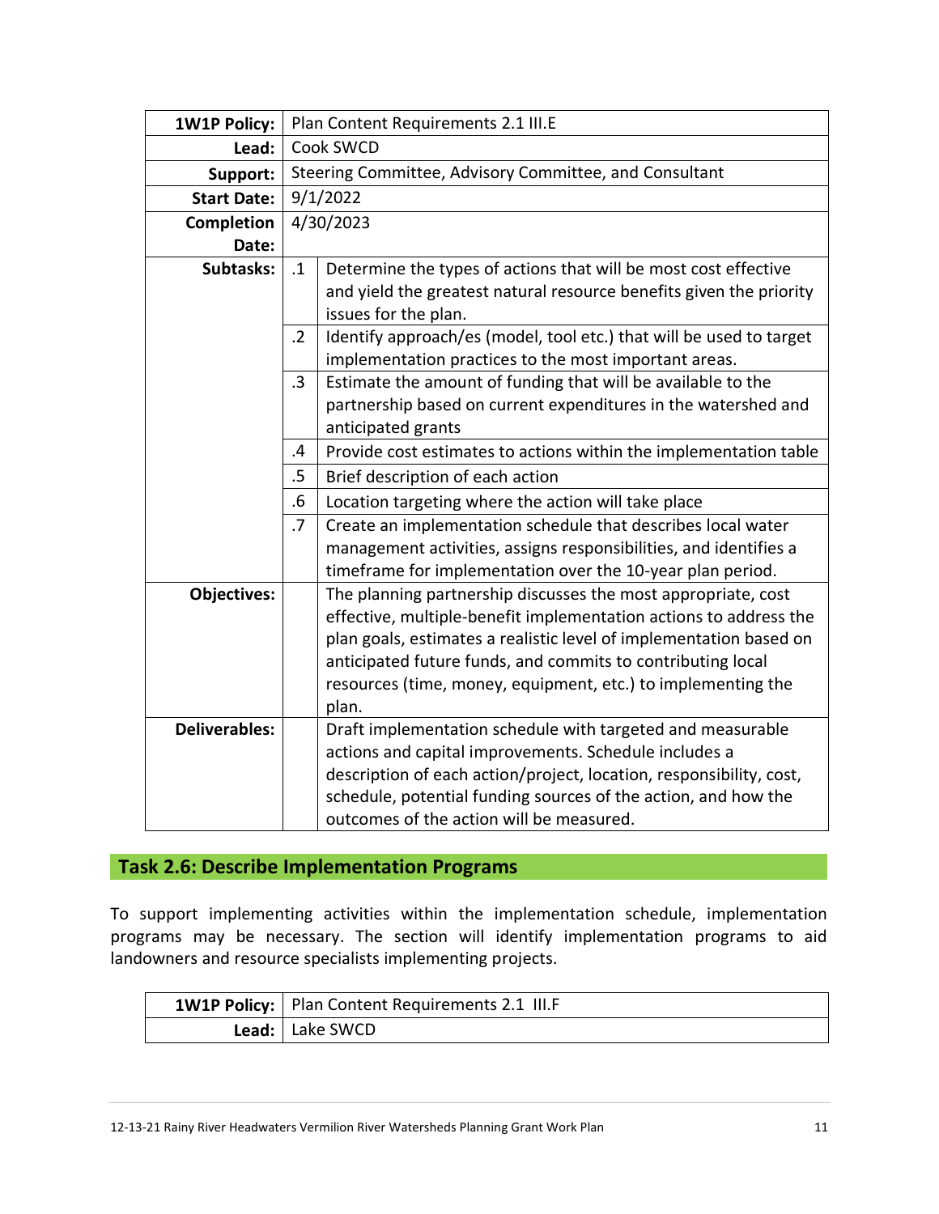| 1W1P Policy: | Plan Content Requirements 2.1 III.E | |
|---|---|---|
| Lead: | Cook SWCD | |
| Support: | Steering Committee, Advisory Committee, and Consultant | |
| Start Date: | 9/1/2022 | |
| Completion Date: | 4/30/2023 | |
| Subtasks: | .1 | Determine the types of actions that will be most cost effective and yield the greatest natural resource benefits given the priority issues for the plan. |
| | .2 | Identify approach/es (model, tool etc.) that will be used to target implementation practices to the most important areas. |
| | .3 | Estimate the amount of funding that will be available to the partnership based on current expenditures in the watershed and anticipated grants |
| | .4 | Provide cost estimates to actions within the implementation table |
| | .5 | Brief description of each action |
| | .6 | Location targeting where the action will take place |
| | .7 | Create an implementation schedule that describes local water management activities, assigns responsibilities, and identifies a timeframe for implementation over the 10-year plan period. |
| Objectives: | | The planning partnership discusses the most appropriate, cost effective, multiple-benefit implementation actions to address the plan goals, estimates a realistic level of implementation based on anticipated future funds, and commits to contributing local resources (time, money, equipment, etc.) to implementing the plan. |
| Deliverables: | | Draft implementation schedule with targeted and measurable actions and capital improvements. Schedule includes a description of each action/project, location, responsibility, cost, schedule, potential funding sources of the action, and how the outcomes of the action will be measured. |

## Task 2.6: Describe Implementation Programs

To support implementing activities within the implementation schedule, implementation programs may be necessary. The section will identify implementation programs to aid landowners and resource specialists implementing projects.

| 1W1P Policy: | Plan Content Requirements 2.1 III.F |
|---|---|
| Lead: | Lake SWCD |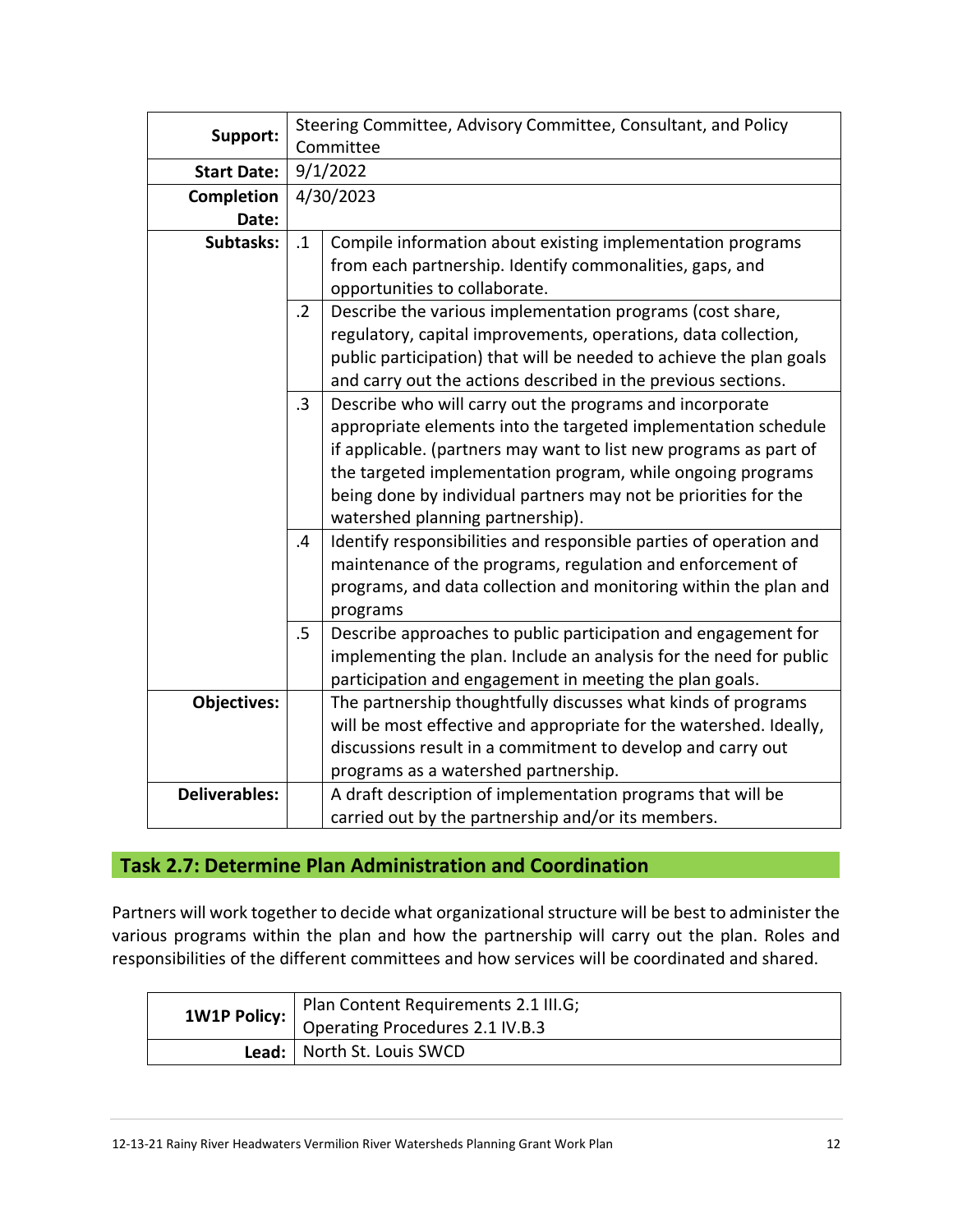| | | |
|---|---|---|
| **Support:** | Steering Committee, Advisory Committee, Consultant, and Policy Committee | |
| **Start Date:** | 9/1/2022 | |
| **Completion Date:** | 4/30/2023 | |
| **Subtasks:** | .1 | Compile information about existing implementation programs from each partnership. Identify commonalities, gaps, and opportunities to collaborate. |
| | .2 | Describe the various implementation programs (cost share, regulatory, capital improvements, operations, data collection, public participation) that will be needed to achieve the plan goals and carry out the actions described in the previous sections. |
| | .3 | Describe who will carry out the programs and incorporate appropriate elements into the targeted implementation schedule if applicable. (partners may want to list new programs as part of the targeted implementation program, while ongoing programs being done by individual partners may not be priorities for the watershed planning partnership). |
| | .4 | Identify responsibilities and responsible parties of operation and maintenance of the programs, regulation and enforcement of programs, and data collection and monitoring within the plan and programs |
| | .5 | Describe approaches to public participation and engagement for implementing the plan. Include an analysis for the need for public participation and engagement in meeting the plan goals. |
| **Objectives:** | | The partnership thoughtfully discusses what kinds of programs will be most effective and appropriate for the watershed. Ideally, discussions result in a commitment to develop and carry out programs as a watershed partnership. |
| **Deliverables:** | | A draft description of implementation programs that will be carried out by the partnership and/or its members. |

## Task 2.7: Determine Plan Administration and Coordination

Partners will work together to decide what organizational structure will be best to administer the various programs within the plan and how the partnership will carry out the plan. Roles and responsibilities of the different committees and how services will be coordinated and shared.

| | |
|---|---|
| **1W1P Policy:** | Plan Content Requirements 2.1 III.G; Operating Procedures 2.1 IV.B.3 |
| **Lead:** | North St. Louis SWCD |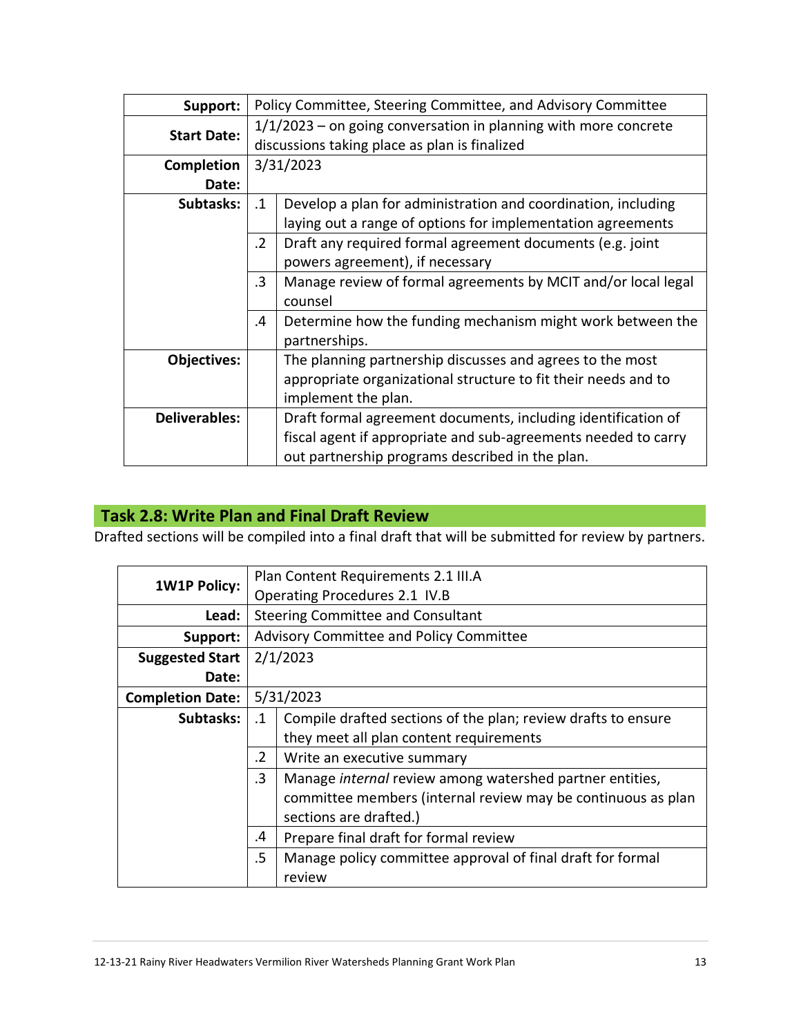| | | |
|---|---|---|
| **Support:** | Policy Committee, Steering Committee, and Advisory Committee | |
| **Start Date:** | 1/1/2023 – on going conversation in planning with more concrete discussions taking place as plan is finalized | |
| **Completion Date:** | 3/31/2023 | |
| **Subtasks:** | .1 | Develop a plan for administration and coordination, including laying out a range of options for implementation agreements |
| | .2 | Draft any required formal agreement documents (e.g. joint powers agreement), if necessary |
| | .3 | Manage review of formal agreements by MCIT and/or local legal counsel |
| | .4 | Determine how the funding mechanism might work between the partnerships. |
| **Objectives:** | | The planning partnership discusses and agrees to the most appropriate organizational structure to fit their needs and to implement the plan. |
| **Deliverables:** | | Draft formal agreement documents, including identification of fiscal agent if appropriate and sub-agreements needed to carry out partnership programs described in the plan. |

## Task 2.8: Write Plan and Final Draft Review

Drafted sections will be compiled into a final draft that will be submitted for review by partners.

| | | |
|---|---|---|
| **1W1P Policy:** | Plan Content Requirements 2.1 III.A<br>Operating Procedures 2.1 IV.B | |
| **Lead:** | Steering Committee and Consultant | |
| **Support:** | Advisory Committee and Policy Committee | |
| **Suggested Start Date:** | 2/1/2023 | |
| **Completion Date:** | 5/31/2023 | |
| **Subtasks:** | .1 | Compile drafted sections of the plan; review drafts to ensure they meet all plan content requirements |
| | .2 | Write an executive summary |
| | .3 | Manage *internal* review among watershed partner entities, committee members (internal review may be continuous as plan sections are drafted.) |
| | .4 | Prepare final draft for formal review |
| | .5 | Manage policy committee approval of final draft for formal review |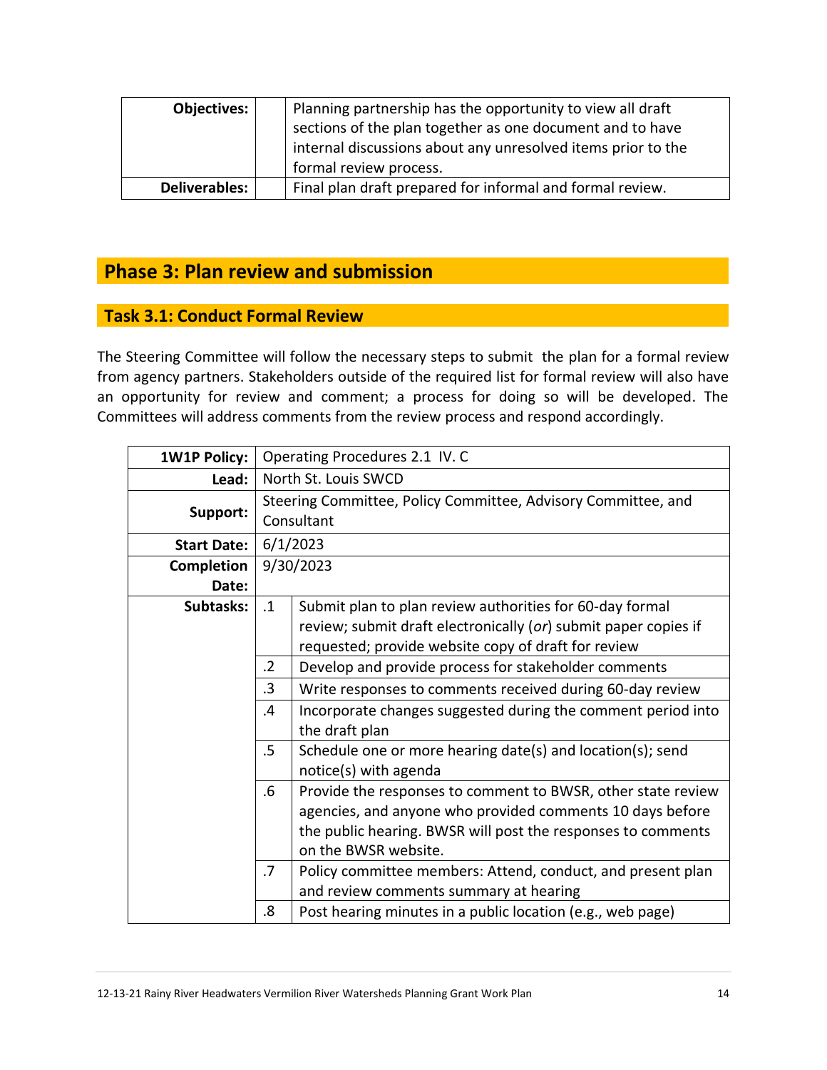| | | |
|---|---|---|
| **Objectives:** | | Planning partnership has the opportunity to view all draft sections of the plan together as one document and to have internal discussions about any unresolved items prior to the formal review process. |
| **Deliverables:** | | Final plan draft prepared for informal and formal review. |

## Phase 3: Plan review and submission

### Task 3.1: Conduct Formal Review

The Steering Committee will follow the necessary steps to submit the plan for a formal review from agency partners. Stakeholders outside of the required list for formal review will also have an opportunity for review and comment; a process for doing so will be developed. The Committees will address comments from the review process and respond accordingly.

| | | |
|---|---|---|
| **1W1P Policy:** | Operating Procedures 2.1 IV. C | |
| **Lead:** | North St. Louis SWCD | |
| **Support:** | Steering Committee, Policy Committee, Advisory Committee, and Consultant | |
| **Start Date:** | 6/1/2023 | |
| **Completion Date:** | 9/30/2023 | |
| **Subtasks:** | .1 | Submit plan to plan review authorities for 60-day formal review; submit draft electronically (*or*) submit paper copies if requested; provide website copy of draft for review |
| | .2 | Develop and provide process for stakeholder comments |
| | .3 | Write responses to comments received during 60-day review |
| | .4 | Incorporate changes suggested during the comment period into the draft plan |
| | .5 | Schedule one or more hearing date(s) and location(s); send notice(s) with agenda |
| | .6 | Provide the responses to comment to BWSR, other state review agencies, and anyone who provided comments 10 days before the public hearing. BWSR will post the responses to comments on the BWSR website. |
| | .7 | Policy committee members: Attend, conduct, and present plan and review comments summary at hearing |
| | .8 | Post hearing minutes in a public location (e.g., web page) |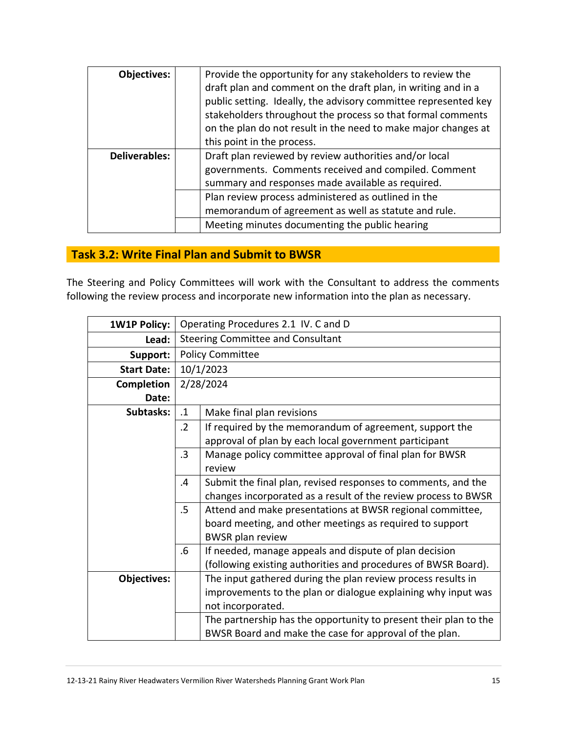| | | |
|---|---|---|
| **Objectives:** | | Provide the opportunity for any stakeholders to review the draft plan and comment on the draft plan, in writing and in a public setting. Ideally, the advisory committee represented key stakeholders throughout the process so that formal comments on the plan do not result in the need to make major changes at this point in the process. |
| **Deliverables:** | | Draft plan reviewed by review authorities and/or local governments. Comments received and compiled. Comment summary and responses made available as required. |
| | | Plan review process administered as outlined in the memorandum of agreement as well as statute and rule. |
| | | Meeting minutes documenting the public hearing |

## Task 3.2: Write Final Plan and Submit to BWSR

The Steering and Policy Committees will work with the Consultant to address the comments following the review process and incorporate new information into the plan as necessary.

| | | |
|---|---|---|
| **1W1P Policy:** | Operating Procedures 2.1 IV. C and D | |
| **Lead:** | Steering Committee and Consultant | |
| **Support:** | Policy Committee | |
| **Start Date:** | 10/1/2023 | |
| **Completion Date:** | 2/28/2024 | |
| **Subtasks:** | .1 | Make final plan revisions |
| | .2 | If required by the memorandum of agreement, support the approval of plan by each local government participant |
| | .3 | Manage policy committee approval of final plan for BWSR review |
| | .4 | Submit the final plan, revised responses to comments, and the changes incorporated as a result of the review process to BWSR |
| | .5 | Attend and make presentations at BWSR regional committee, board meeting, and other meetings as required to support BWSR plan review |
| | .6 | If needed, manage appeals and dispute of plan decision (following existing authorities and procedures of BWSR Board). |
| **Objectives:** | | The input gathered during the plan review process results in improvements to the plan or dialogue explaining why input was not incorporated. |
| | | The partnership has the opportunity to present their plan to the BWSR Board and make the case for approval of the plan. |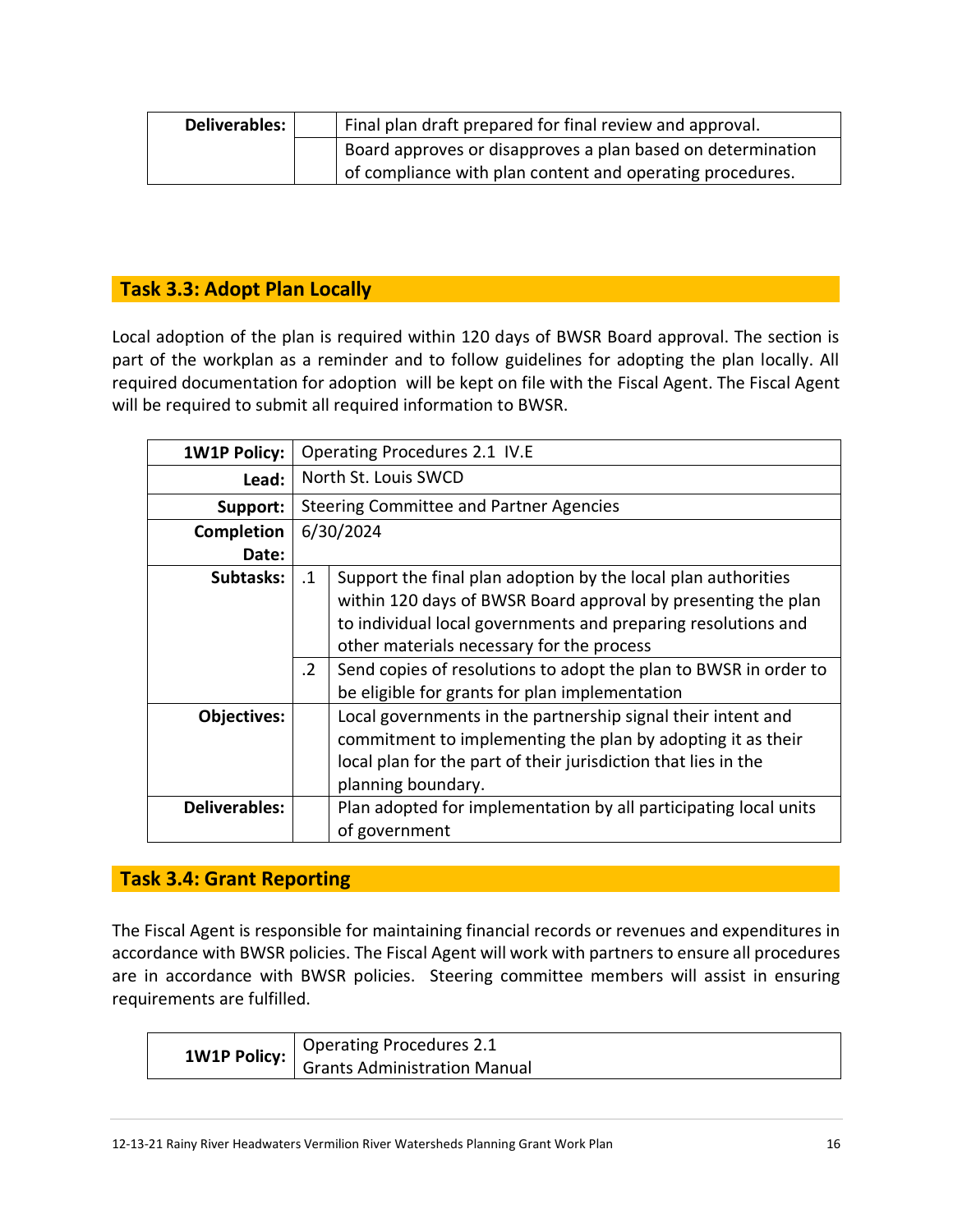| Deliverables: | | Final plan draft prepared for final review and approval. |
|---|---|---|
| | | Board approves or disapproves a plan based on determination of compliance with plan content and operating procedures. |

## Task 3.3: Adopt Plan Locally

Local adoption of the plan is required within 120 days of BWSR Board approval. The section is part of the workplan as a reminder and to follow guidelines for adopting the plan locally. All required documentation for adoption will be kept on file with the Fiscal Agent. The Fiscal Agent will be required to submit all required information to BWSR.

| 1W1P Policy: | Operating Procedures 2.1 IV.E | |
|---|---|---|
| Lead: | North St. Louis SWCD | |
| Support: | Steering Committee and Partner Agencies | |
| Completion Date: | 6/30/2024 | |
| Subtasks: | .1 | Support the final plan adoption by the local plan authorities within 120 days of BWSR Board approval by presenting the plan to individual local governments and preparing resolutions and other materials necessary for the process |
| | .2 | Send copies of resolutions to adopt the plan to BWSR in order to be eligible for grants for plan implementation |
| Objectives: | | Local governments in the partnership signal their intent and commitment to implementing the plan by adopting it as their local plan for the part of their jurisdiction that lies in the planning boundary. |
| Deliverables: | | Plan adopted for implementation by all participating local units of government |

## Task 3.4: Grant Reporting

The Fiscal Agent is responsible for maintaining financial records or revenues and expenditures in accordance with BWSR policies. The Fiscal Agent will work with partners to ensure all procedures are in accordance with BWSR policies. Steering committee members will assist in ensuring requirements are fulfilled.

| 1W1P Policy: | Operating Procedures 2.1<br>Grants Administration Manual |
|---|---|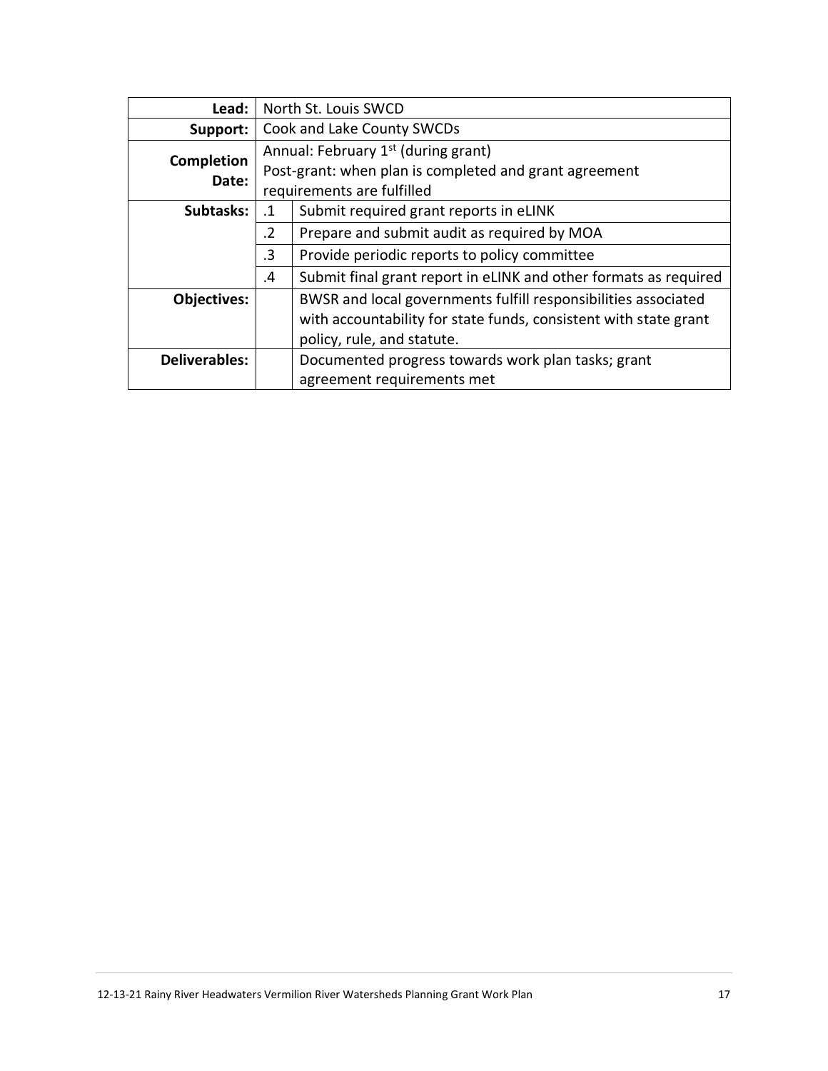| | | |
|---|---|---|
| **Lead:** | North St. Louis SWCD | |
| **Support:** | Cook and Lake County SWCDs | |
| **Completion Date:** | Annual: February 1st (during grant)<br>Post-grant: when plan is completed and grant agreement requirements are fulfilled | |
| **Subtasks:** | .1 | Submit required grant reports in eLINK |
| | .2 | Prepare and submit audit as required by MOA |
| | .3 | Provide periodic reports to policy committee |
| | .4 | Submit final grant report in eLINK and other formats as required |
| **Objectives:** | | BWSR and local governments fulfill responsibilities associated with accountability for state funds, consistent with state grant policy, rule, and statute. |
| **Deliverables:** | | Documented progress towards work plan tasks; grant agreement requirements met |